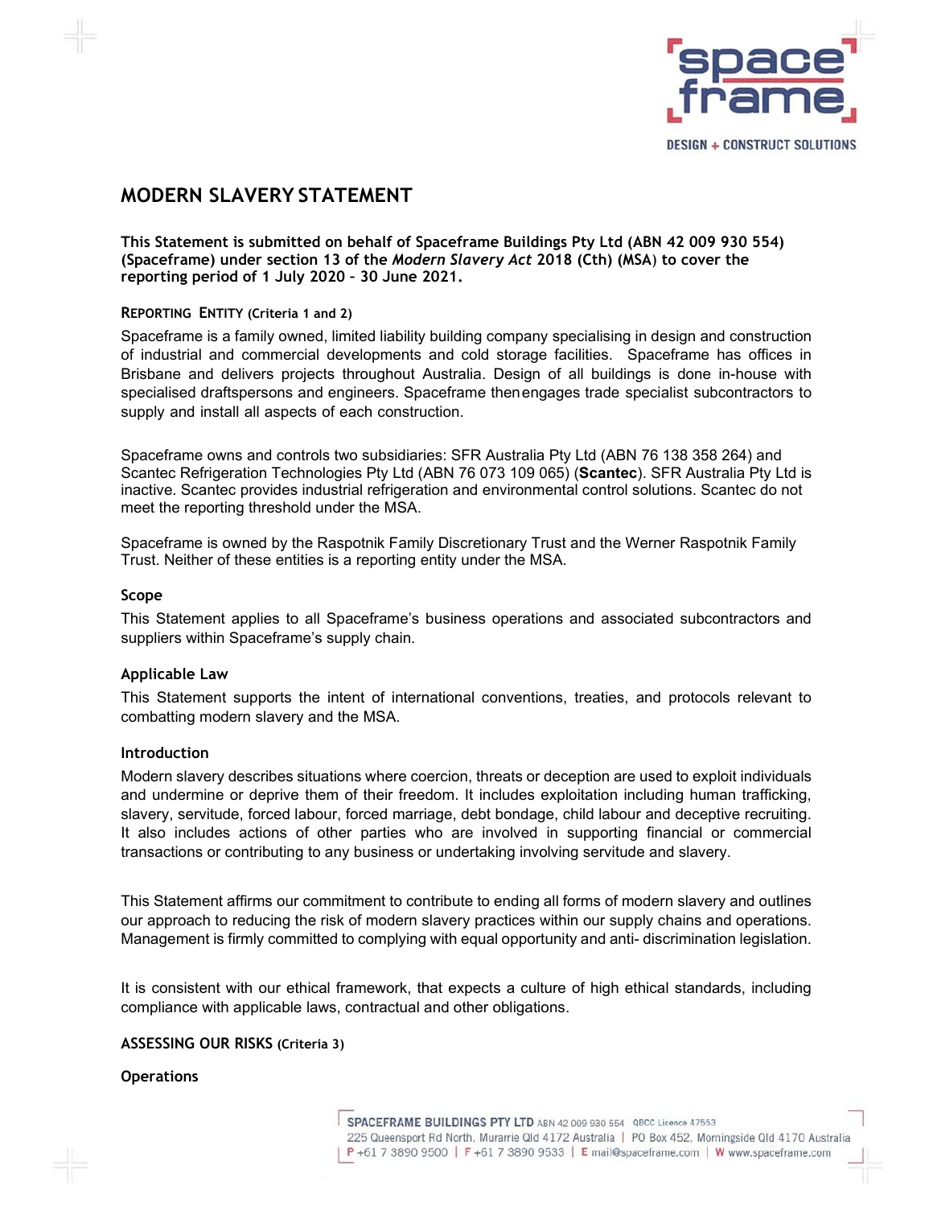# MODERN SLAVERY STATEMENT

**This Statement is submitted on behalf of Spaceframe Buildings Pty Ltd (ABN 42 009 930 554) (Spaceframe) under section 13 of the *Modern Slavery Act* 2018 (Cth) (MSA) to cover the reporting period of 1 July 2020 – 30 June 2021.**

## REPORTING ENTITY (Criteria 1 and 2)

Spaceframe is a family owned, limited liability building company specialising in design and construction of industrial and commercial developments and cold storage facilities. Spaceframe has offices in Brisbane and delivers projects throughout Australia. Design of all buildings is done in-house with specialised draftspersons and engineers. Spaceframe then engages trade specialist subcontractors to supply and install all aspects of each construction.

Spaceframe owns and controls two subsidiaries: SFR Australia Pty Ltd (ABN 76 138 358 264) and Scantec Refrigeration Technologies Pty Ltd (ABN 76 073 109 065) (**Scantec**). SFR Australia Pty Ltd is inactive. Scantec provides industrial refrigeration and environmental control solutions. Scantec do not meet the reporting threshold under the MSA.

Spaceframe is owned by the Raspotnik Family Discretionary Trust and the Werner Raspotnik Family Trust. Neither of these entities is a reporting entity under the MSA.

### Scope

This Statement applies to all Spaceframe's business operations and associated subcontractors and suppliers within Spaceframe's supply chain.

### Applicable Law

This Statement supports the intent of international conventions, treaties, and protocols relevant to combatting modern slavery and the MSA.

### Introduction

Modern slavery describes situations where coercion, threats or deception are used to exploit individuals and undermine or deprive them of their freedom. It includes exploitation including human trafficking, slavery, servitude, forced labour, forced marriage, debt bondage, child labour and deceptive recruiting. It also includes actions of other parties who are involved in supporting financial or commercial transactions or contributing to any business or undertaking involving servitude and slavery.

This Statement affirms our commitment to contribute to ending all forms of modern slavery and outlines our approach to reducing the risk of modern slavery practices within our supply chains and operations. Management is firmly committed to complying with equal opportunity and anti- discrimination legislation.

It is consistent with our ethical framework, that expects a culture of high ethical standards, including compliance with applicable laws, contractual and other obligations.

## ASSESSING OUR RISKS (Criteria 3)

### Operations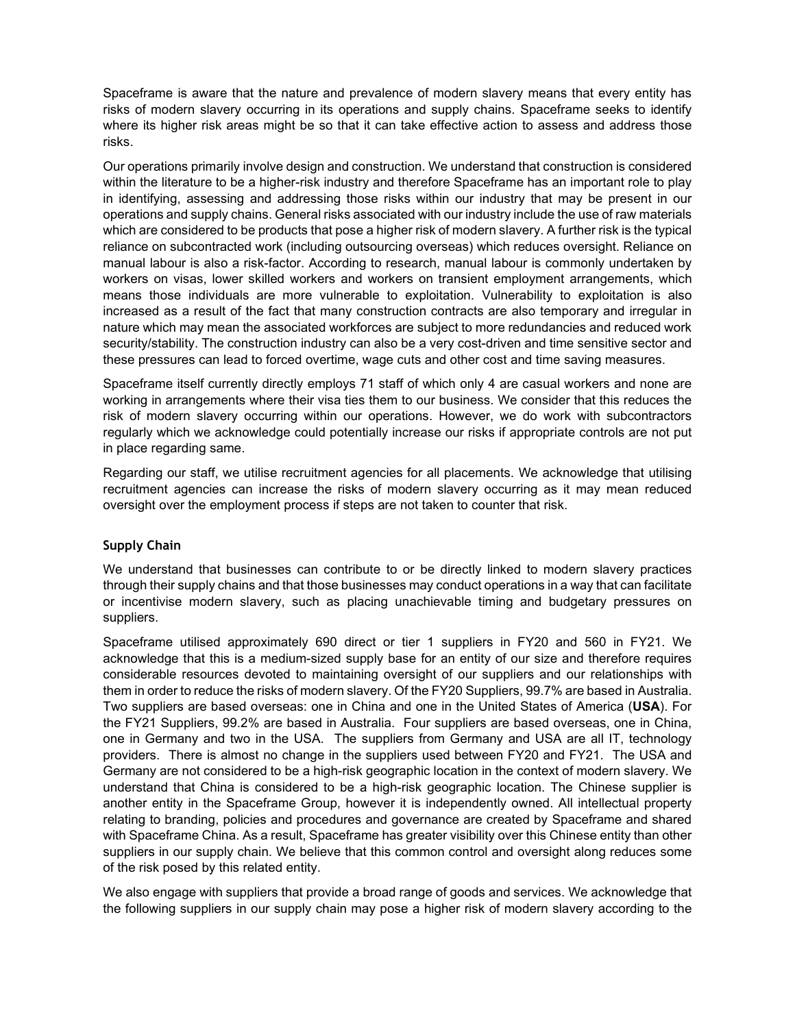Spaceframe is aware that the nature and prevalence of modern slavery means that every entity has risks of modern slavery occurring in its operations and supply chains. Spaceframe seeks to identify where its higher risk areas might be so that it can take effective action to assess and address those risks.

Our operations primarily involve design and construction. We understand that construction is considered within the literature to be a higher-risk industry and therefore Spaceframe has an important role to play in identifying, assessing and addressing those risks within our industry that may be present in our operations and supply chains. General risks associated with our industry include the use of raw materials which are considered to be products that pose a higher risk of modern slavery. A further risk is the typical reliance on subcontracted work (including outsourcing overseas) which reduces oversight. Reliance on manual labour is also a risk-factor. According to research, manual labour is commonly undertaken by workers on visas, lower skilled workers and workers on transient employment arrangements, which means those individuals are more vulnerable to exploitation. Vulnerability to exploitation is also increased as a result of the fact that many construction contracts are also temporary and irregular in nature which may mean the associated workforces are subject to more redundancies and reduced work security/stability. The construction industry can also be a very cost-driven and time sensitive sector and these pressures can lead to forced overtime, wage cuts and other cost and time saving measures.

Spaceframe itself currently directly employs 71 staff of which only 4 are casual workers and none are working in arrangements where their visa ties them to our business. We consider that this reduces the risk of modern slavery occurring within our operations. However, we do work with subcontractors regularly which we acknowledge could potentially increase our risks if appropriate controls are not put in place regarding same.

Regarding our staff, we utilise recruitment agencies for all placements. We acknowledge that utilising recruitment agencies can increase the risks of modern slavery occurring as it may mean reduced oversight over the employment process if steps are not taken to counter that risk.

### Supply Chain

We understand that businesses can contribute to or be directly linked to modern slavery practices through their supply chains and that those businesses may conduct operations in a way that can facilitate or incentivise modern slavery, such as placing unachievable timing and budgetary pressures on suppliers.

Spaceframe utilised approximately 690 direct or tier 1 suppliers in FY20 and 560 in FY21. We acknowledge that this is a medium-sized supply base for an entity of our size and therefore requires considerable resources devoted to maintaining oversight of our suppliers and our relationships with them in order to reduce the risks of modern slavery. Of the FY20 Suppliers, 99.7% are based in Australia. Two suppliers are based overseas: one in China and one in the United States of America (**USA**). For the FY21 Suppliers, 99.2% are based in Australia. Four suppliers are based overseas, one in China, one in Germany and two in the USA. The suppliers from Germany and USA are all IT, technology providers. There is almost no change in the suppliers used between FY20 and FY21. The USA and Germany are not considered to be a high-risk geographic location in the context of modern slavery. We understand that China is considered to be a high-risk geographic location. The Chinese supplier is another entity in the Spaceframe Group, however it is independently owned. All intellectual property relating to branding, policies and procedures and governance are created by Spaceframe and shared with Spaceframe China. As a result, Spaceframe has greater visibility over this Chinese entity than other suppliers in our supply chain. We believe that this common control and oversight along reduces some of the risk posed by this related entity.

We also engage with suppliers that provide a broad range of goods and services. We acknowledge that the following suppliers in our supply chain may pose a higher risk of modern slavery according to the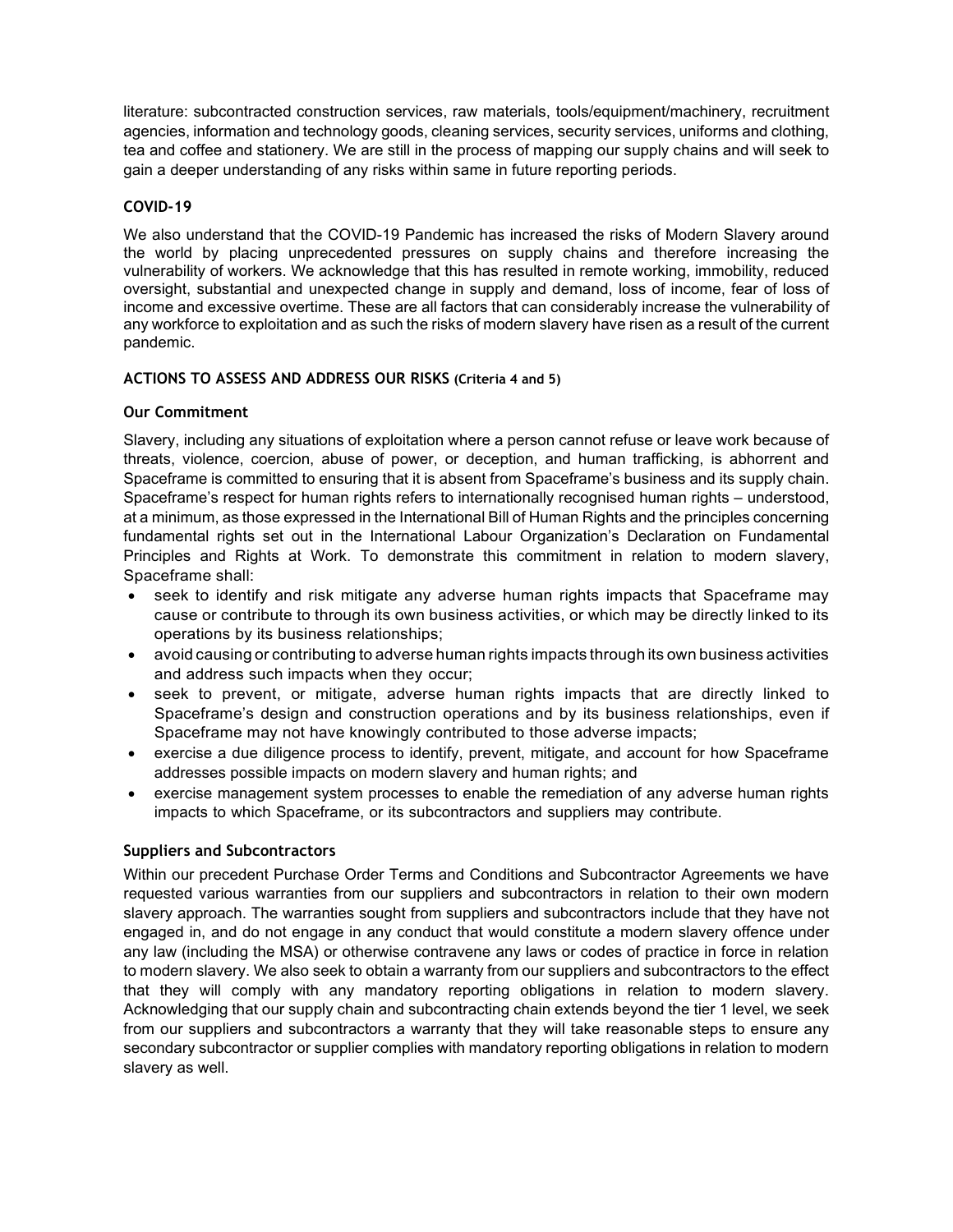literature: subcontracted construction services, raw materials, tools/equipment/machinery, recruitment agencies, information and technology goods, cleaning services, security services, uniforms and clothing, tea and coffee and stationery. We are still in the process of mapping our supply chains and will seek to gain a deeper understanding of any risks within same in future reporting periods.

### COVID-19

We also understand that the COVID-19 Pandemic has increased the risks of Modern Slavery around the world by placing unprecedented pressures on supply chains and therefore increasing the vulnerability of workers. We acknowledge that this has resulted in remote working, immobility, reduced oversight, substantial and unexpected change in supply and demand, loss of income, fear of loss of income and excessive overtime. These are all factors that can considerably increase the vulnerability of any workforce to exploitation and as such the risks of modern slavery have risen as a result of the current pandemic.

## ACTIONS TO ASSESS AND ADDRESS OUR RISKS (Criteria 4 and 5)

### Our Commitment

Slavery, including any situations of exploitation where a person cannot refuse or leave work because of threats, violence, coercion, abuse of power, or deception, and human trafficking, is abhorrent and Spaceframe is committed to ensuring that it is absent from Spaceframe's business and its supply chain. Spaceframe's respect for human rights refers to internationally recognised human rights – understood, at a minimum, as those expressed in the International Bill of Human Rights and the principles concerning fundamental rights set out in the International Labour Organization's Declaration on Fundamental Principles and Rights at Work. To demonstrate this commitment in relation to modern slavery, Spaceframe shall:

- seek to identify and risk mitigate any adverse human rights impacts that Spaceframe may cause or contribute to through its own business activities, or which may be directly linked to its operations by its business relationships;
- avoid causing or contributing to adverse human rights impacts through its own business activities and address such impacts when they occur;
- seek to prevent, or mitigate, adverse human rights impacts that are directly linked to Spaceframe's design and construction operations and by its business relationships, even if Spaceframe may not have knowingly contributed to those adverse impacts;
- exercise a due diligence process to identify, prevent, mitigate, and account for how Spaceframe addresses possible impacts on modern slavery and human rights; and
- exercise management system processes to enable the remediation of any adverse human rights impacts to which Spaceframe, or its subcontractors and suppliers may contribute.

### Suppliers and Subcontractors

Within our precedent Purchase Order Terms and Conditions and Subcontractor Agreements we have requested various warranties from our suppliers and subcontractors in relation to their own modern slavery approach. The warranties sought from suppliers and subcontractors include that they have not engaged in, and do not engage in any conduct that would constitute a modern slavery offence under any law (including the MSA) or otherwise contravene any laws or codes of practice in force in relation to modern slavery. We also seek to obtain a warranty from our suppliers and subcontractors to the effect that they will comply with any mandatory reporting obligations in relation to modern slavery. Acknowledging that our supply chain and subcontracting chain extends beyond the tier 1 level, we seek from our suppliers and subcontractors a warranty that they will take reasonable steps to ensure any secondary subcontractor or supplier complies with mandatory reporting obligations in relation to modern slavery as well.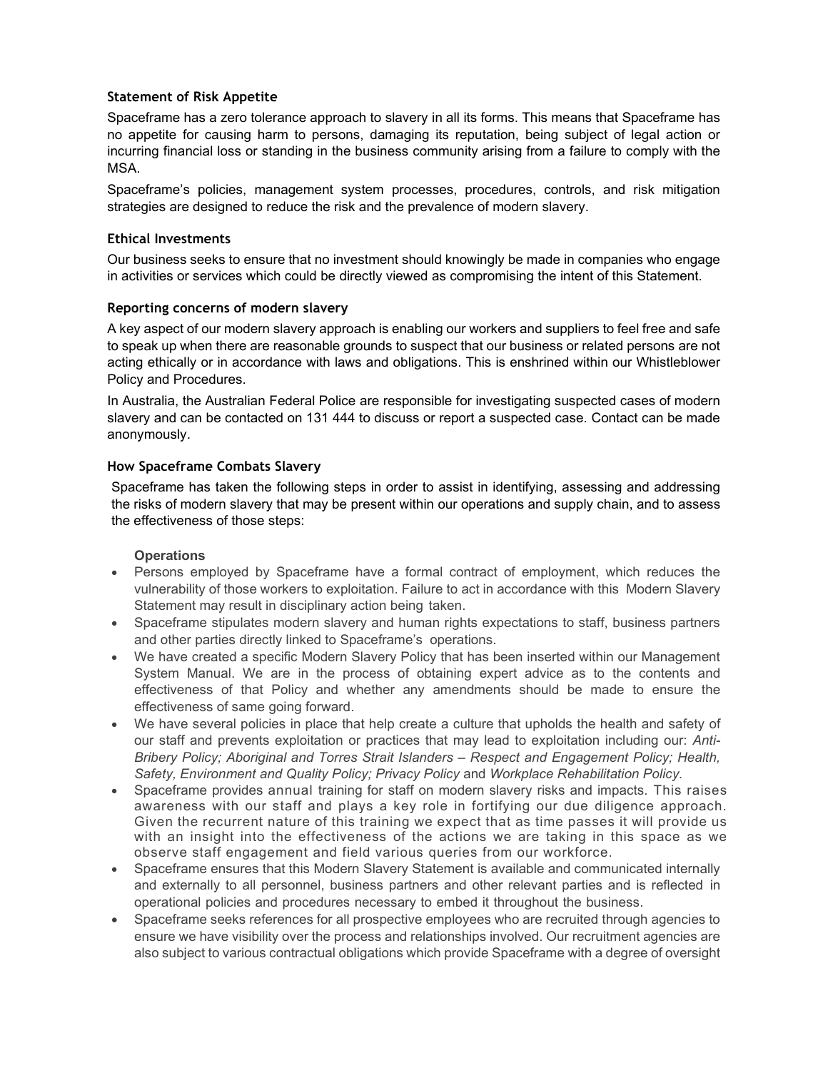### Statement of Risk Appetite

Spaceframe has a zero tolerance approach to slavery in all its forms. This means that Spaceframe has no appetite for causing harm to persons, damaging its reputation, being subject of legal action or incurring financial loss or standing in the business community arising from a failure to comply with the MSA.

Spaceframe's policies, management system processes, procedures, controls, and risk mitigation strategies are designed to reduce the risk and the prevalence of modern slavery.

### Ethical Investments

Our business seeks to ensure that no investment should knowingly be made in companies who engage in activities or services which could be directly viewed as compromising the intent of this Statement.

### Reporting concerns of modern slavery

A key aspect of our modern slavery approach is enabling our workers and suppliers to feel free and safe to speak up when there are reasonable grounds to suspect that our business or related persons are not acting ethically or in accordance with laws and obligations. This is enshrined within our Whistleblower Policy and Procedures.

In Australia, the Australian Federal Police are responsible for investigating suspected cases of modern slavery and can be contacted on 131 444 to discuss or report a suspected case. Contact can be made anonymously.

### How Spaceframe Combats Slavery

Spaceframe has taken the following steps in order to assist in identifying, assessing and addressing the risks of modern slavery that may be present within our operations and supply chain, and to assess the effectiveness of those steps:

**Operations**

- Persons employed by Spaceframe have a formal contract of employment, which reduces the vulnerability of those workers to exploitation. Failure to act in accordance with this Modern Slavery Statement may result in disciplinary action being taken.
- Spaceframe stipulates modern slavery and human rights expectations to staff, business partners and other parties directly linked to Spaceframe's operations.
- We have created a specific Modern Slavery Policy that has been inserted within our Management System Manual. We are in the process of obtaining expert advice as to the contents and effectiveness of that Policy and whether any amendments should be made to ensure the effectiveness of same going forward.
- We have several policies in place that help create a culture that upholds the health and safety of our staff and prevents exploitation or practices that may lead to exploitation including our: *Anti-Bribery Policy; Aboriginal and Torres Strait Islanders – Respect and Engagement Policy; Health, Safety, Environment and Quality Policy; Privacy Policy* and *Workplace Rehabilitation Policy.*
- Spaceframe provides annual training for staff on modern slavery risks and impacts. This raises awareness with our staff and plays a key role in fortifying our due diligence approach. Given the recurrent nature of this training we expect that as time passes it will provide us with an insight into the effectiveness of the actions we are taking in this space as we observe staff engagement and field various queries from our workforce.
- Spaceframe ensures that this Modern Slavery Statement is available and communicated internally and externally to all personnel, business partners and other relevant parties and is reflected in operational policies and procedures necessary to embed it throughout the business.
- Spaceframe seeks references for all prospective employees who are recruited through agencies to ensure we have visibility over the process and relationships involved. Our recruitment agencies are also subject to various contractual obligations which provide Spaceframe with a degree of oversight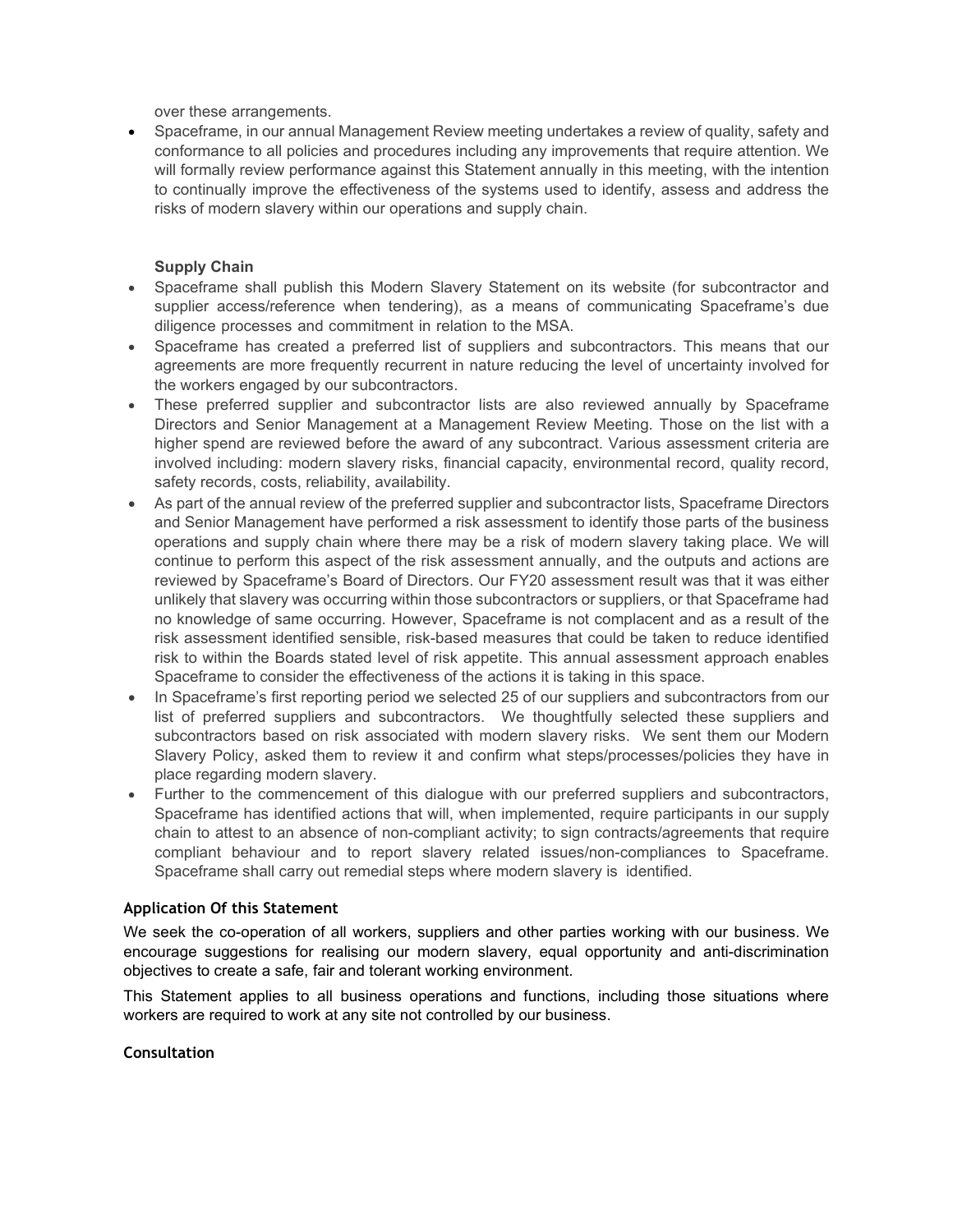over these arrangements.

- Spaceframe, in our annual Management Review meeting undertakes a review of quality, safety and conformance to all policies and procedures including any improvements that require attention. We will formally review performance against this Statement annually in this meeting, with the intention to continually improve the effectiveness of the systems used to identify, assess and address the risks of modern slavery within our operations and supply chain.

**Supply Chain**

- Spaceframe shall publish this Modern Slavery Statement on its website (for subcontractor and supplier access/reference when tendering), as a means of communicating Spaceframe's due diligence processes and commitment in relation to the MSA.
- Spaceframe has created a preferred list of suppliers and subcontractors. This means that our agreements are more frequently recurrent in nature reducing the level of uncertainty involved for the workers engaged by our subcontractors.
- These preferred supplier and subcontractor lists are also reviewed annually by Spaceframe Directors and Senior Management at a Management Review Meeting. Those on the list with a higher spend are reviewed before the award of any subcontract. Various assessment criteria are involved including: modern slavery risks, financial capacity, environmental record, quality record, safety records, costs, reliability, availability.
- As part of the annual review of the preferred supplier and subcontractor lists, Spaceframe Directors and Senior Management have performed a risk assessment to identify those parts of the business operations and supply chain where there may be a risk of modern slavery taking place. We will continue to perform this aspect of the risk assessment annually, and the outputs and actions are reviewed by Spaceframe's Board of Directors. Our FY20 assessment result was that it was either unlikely that slavery was occurring within those subcontractors or suppliers, or that Spaceframe had no knowledge of same occurring. However, Spaceframe is not complacent and as a result of the risk assessment identified sensible, risk-based measures that could be taken to reduce identified risk to within the Boards stated level of risk appetite. This annual assessment approach enables Spaceframe to consider the effectiveness of the actions it is taking in this space.
- In Spaceframe's first reporting period we selected 25 of our suppliers and subcontractors from our list of preferred suppliers and subcontractors. We thoughtfully selected these suppliers and subcontractors based on risk associated with modern slavery risks. We sent them our Modern Slavery Policy, asked them to review it and confirm what steps/processes/policies they have in place regarding modern slavery.
- Further to the commencement of this dialogue with our preferred suppliers and subcontractors, Spaceframe has identified actions that will, when implemented, require participants in our supply chain to attest to an absence of non-compliant activity; to sign contracts/agreements that require compliant behaviour and to report slavery related issues/non-compliances to Spaceframe. Spaceframe shall carry out remedial steps where modern slavery is identified.

**Application Of this Statement**

We seek the co-operation of all workers, suppliers and other parties working with our business. We encourage suggestions for realising our modern slavery, equal opportunity and anti-discrimination objectives to create a safe, fair and tolerant working environment.

This Statement applies to all business operations and functions, including those situations where workers are required to work at any site not controlled by our business.

**Consultation**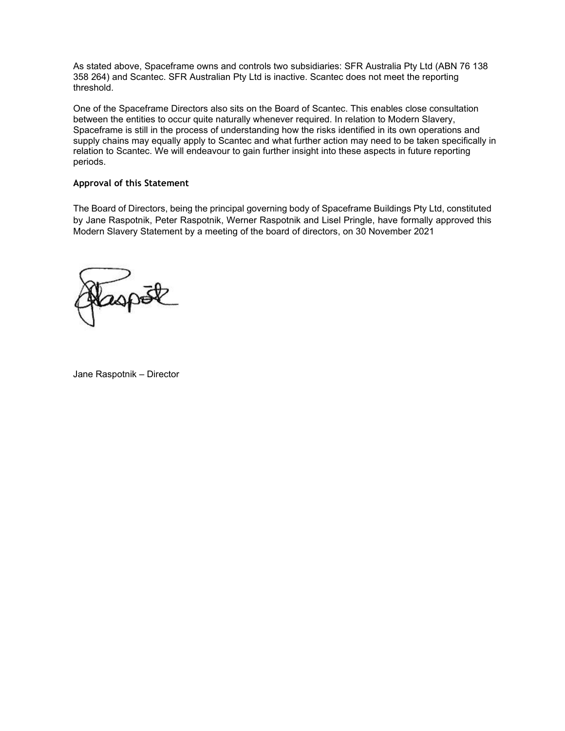As stated above, Spaceframe owns and controls two subsidiaries: SFR Australia Pty Ltd (ABN 76 138 358 264) and Scantec. SFR Australian Pty Ltd is inactive. Scantec does not meet the reporting threshold.

One of the Spaceframe Directors also sits on the Board of Scantec. This enables close consultation between the entities to occur quite naturally whenever required. In relation to Modern Slavery, Spaceframe is still in the process of understanding how the risks identified in its own operations and supply chains may equally apply to Scantec and what further action may need to be taken specifically in relation to Scantec. We will endeavour to gain further insight into these aspects in future reporting periods.

**Approval of this Statement**

The Board of Directors, being the principal governing body of Spaceframe Buildings Pty Ltd, constituted by Jane Raspotnik, Peter Raspotnik, Werner Raspotnik and Lisel Pringle, have formally approved this Modern Slavery Statement by a meeting of the board of directors, on 30 November 2021

Jane Raspotnik – Director